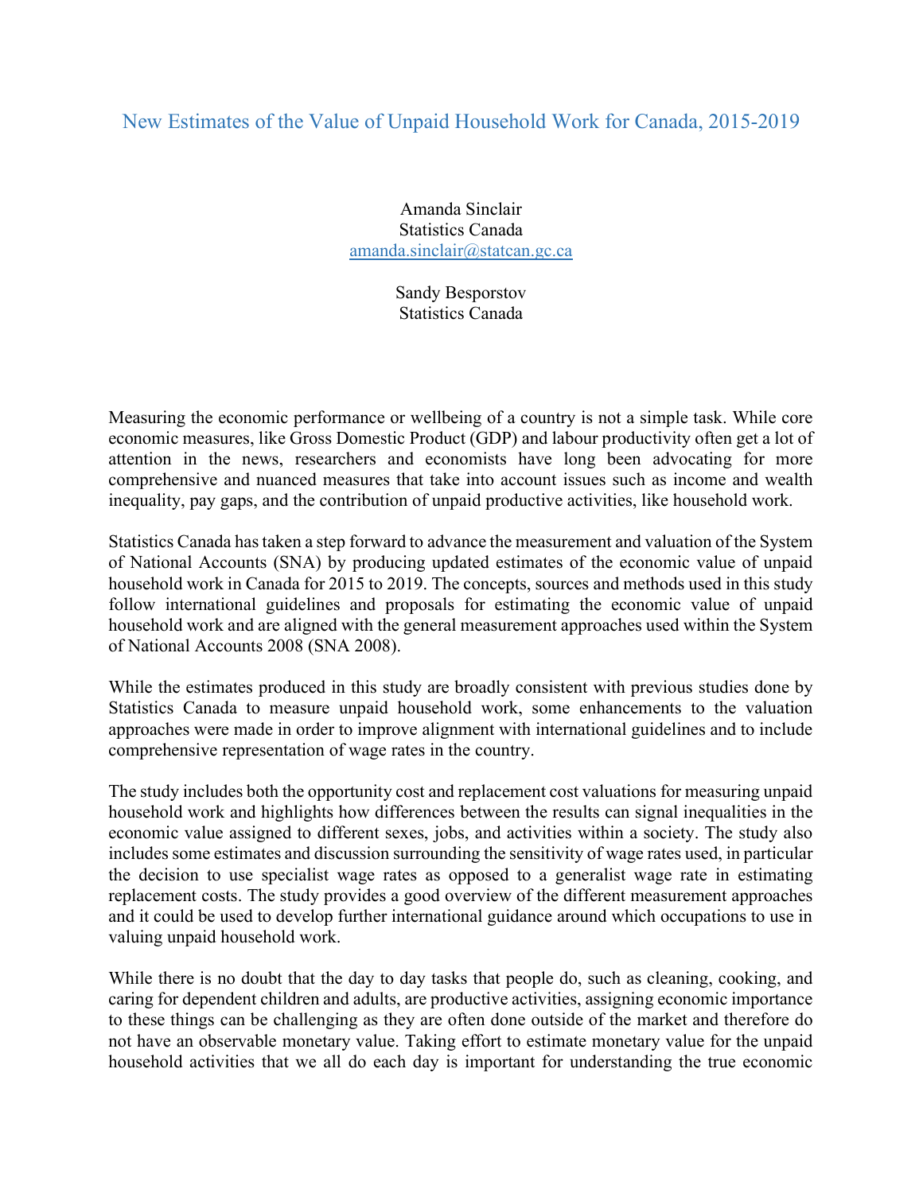# New Estimates of the Value of Unpaid Household Work for Canada, 2015-2019

Amanda Sinclair  
Statistics Canada  
amanda.sinclair@statcan.gc.ca

Sandy Besporstov  
Statistics Canada

Measuring the economic performance or wellbeing of a country is not a simple task. While core economic measures, like Gross Domestic Product (GDP) and labour productivity often get a lot of attention in the news, researchers and economists have long been advocating for more comprehensive and nuanced measures that take into account issues such as income and wealth inequality, pay gaps, and the contribution of unpaid productive activities, like household work.

Statistics Canada has taken a step forward to advance the measurement and valuation of the System of National Accounts (SNA) by producing updated estimates of the economic value of unpaid household work in Canada for 2015 to 2019. The concepts, sources and methods used in this study follow international guidelines and proposals for estimating the economic value of unpaid household work and are aligned with the general measurement approaches used within the System of National Accounts 2008 (SNA 2008).

While the estimates produced in this study are broadly consistent with previous studies done by Statistics Canada to measure unpaid household work, some enhancements to the valuation approaches were made in order to improve alignment with international guidelines and to include comprehensive representation of wage rates in the country.

The study includes both the opportunity cost and replacement cost valuations for measuring unpaid household work and highlights how differences between the results can signal inequalities in the economic value assigned to different sexes, jobs, and activities within a society. The study also includes some estimates and discussion surrounding the sensitivity of wage rates used, in particular the decision to use specialist wage rates as opposed to a generalist wage rate in estimating replacement costs. The study provides a good overview of the different measurement approaches and it could be used to develop further international guidance around which occupations to use in valuing unpaid household work.

While there is no doubt that the day to day tasks that people do, such as cleaning, cooking, and caring for dependent children and adults, are productive activities, assigning economic importance to these things can be challenging as they are often done outside of the market and therefore do not have an observable monetary value. Taking effort to estimate monetary value for the unpaid household activities that we all do each day is important for understanding the true economic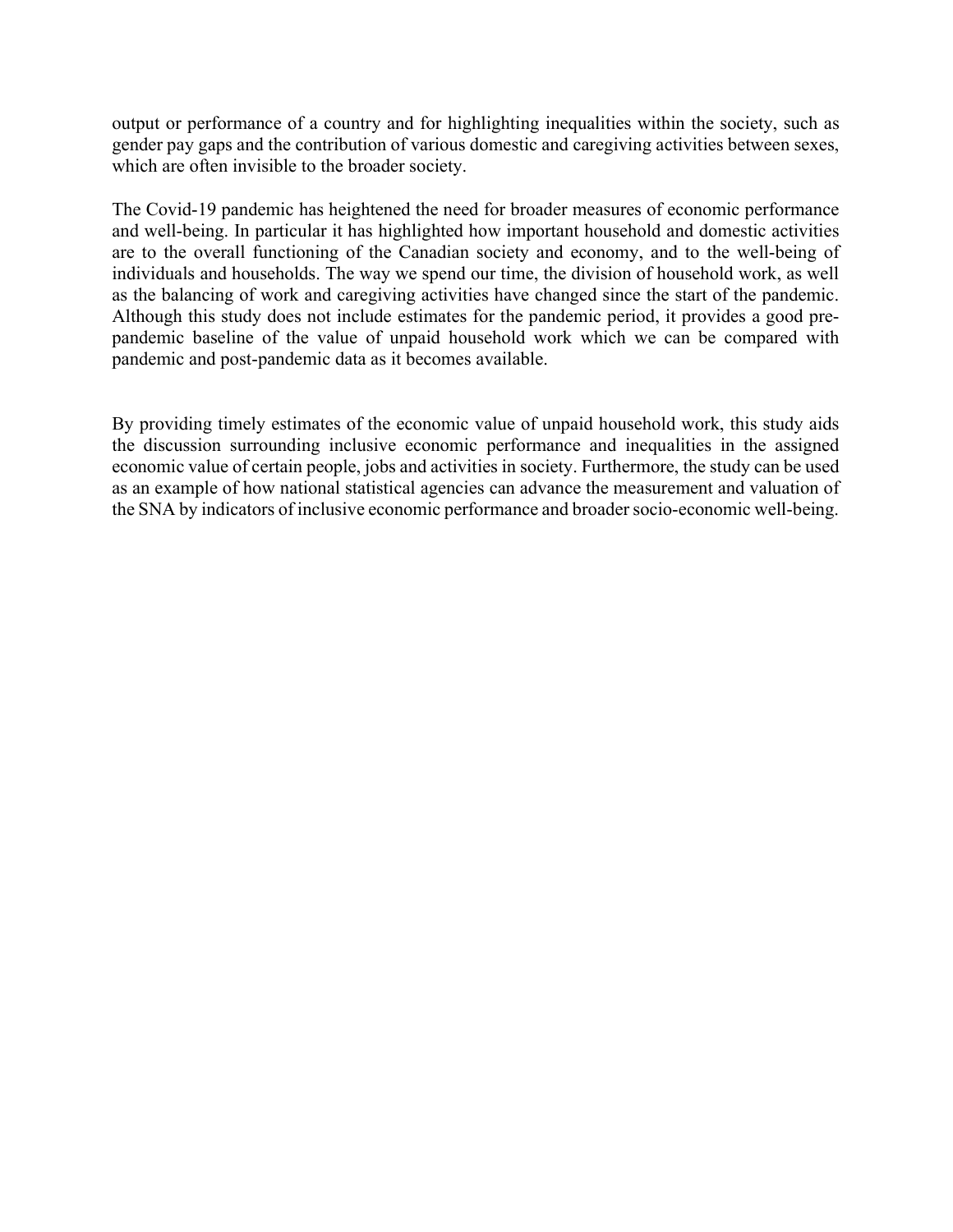output or performance of a country and for highlighting inequalities within the society, such as gender pay gaps and the contribution of various domestic and caregiving activities between sexes, which are often invisible to the broader society.

The Covid-19 pandemic has heightened the need for broader measures of economic performance and well-being. In particular it has highlighted how important household and domestic activities are to the overall functioning of the Canadian society and economy, and to the well-being of individuals and households. The way we spend our time, the division of household work, as well as the balancing of work and caregiving activities have changed since the start of the pandemic. Although this study does not include estimates for the pandemic period, it provides a good pre-pandemic baseline of the value of unpaid household work which we can be compared with pandemic and post-pandemic data as it becomes available.

By providing timely estimates of the economic value of unpaid household work, this study aids the discussion surrounding inclusive economic performance and inequalities in the assigned economic value of certain people, jobs and activities in society. Furthermore, the study can be used as an example of how national statistical agencies can advance the measurement and valuation of the SNA by indicators of inclusive economic performance and broader socio-economic well-being.